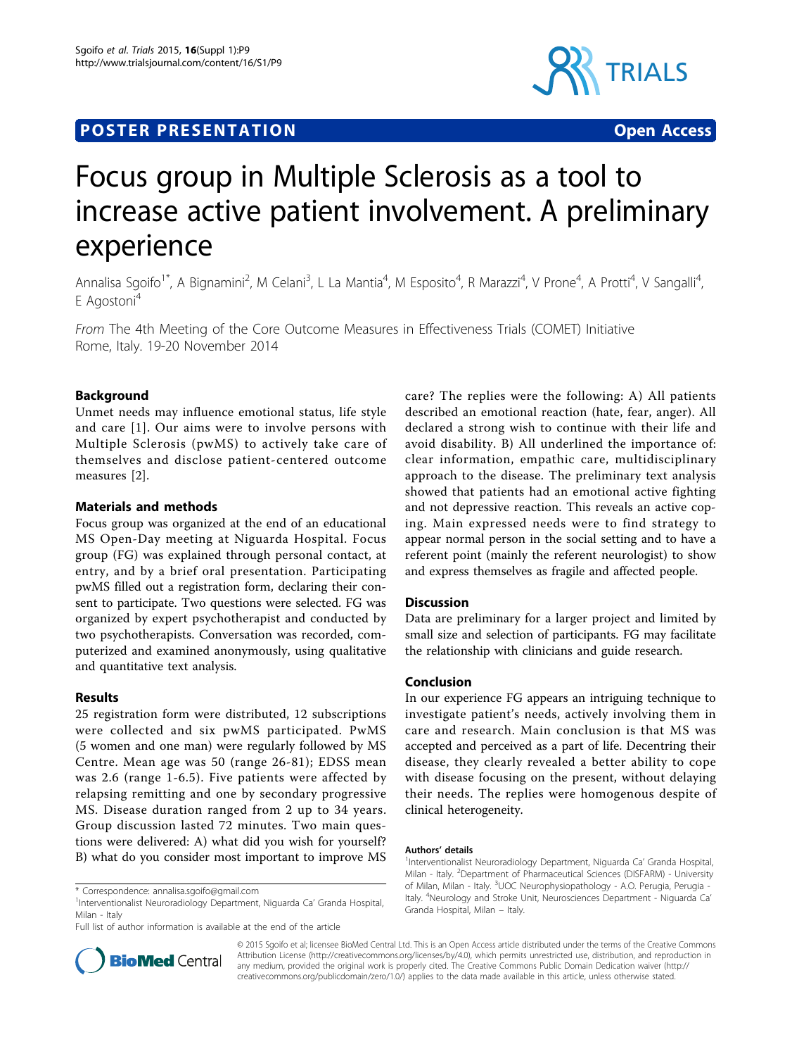**POSTER PRESENTATION** **Open Access**

# Focus group in Multiple Sclerosis as a tool to increase active patient involvement. A preliminary experience

Annalisa Sgoifo[1*], A Bignamini[2], M Celani[3], L La Mantia[4], M Esposito[4], R Marazzi[4], V Prone[4], A Protti[4], V Sangalli[4], E Agostoni[4]

*From* The 4th Meeting of the Core Outcome Measures in Effectiveness Trials (COMET) Initiative
Rome, Italy. 19-20 November 2014

## Background

Unmet needs may influence emotional status, life style and care [1]. Our aims were to involve persons with Multiple Sclerosis (pwMS) to actively take care of themselves and disclose patient-centered outcome measures [2].

## Materials and methods

Focus group was organized at the end of an educational MS Open-Day meeting at Niguarda Hospital. Focus group (FG) was explained through personal contact, at entry, and by a brief oral presentation. Participating pwMS filled out a registration form, declaring their consent to participate. Two questions were selected. FG was organized by expert psychotherapist and conducted by two psychotherapists. Conversation was recorded, computerized and examined anonymously, using qualitative and quantitative text analysis.

## Results

25 registration form were distributed, 12 subscriptions were collected and six pwMS participated. PwMS (5 women and one man) were regularly followed by MS Centre. Mean age was 50 (range 26-81); EDSS mean was 2.6 (range 1-6.5). Five patients were affected by relapsing remitting and one by secondary progressive MS. Disease duration ranged from 2 up to 34 years. Group discussion lasted 72 minutes. Two main questions were delivered: A) what did you wish for yourself? B) what do you consider most important to improve MS care? The replies were the following: A) All patients described an emotional reaction (hate, fear, anger). All declared a strong wish to continue with their life and avoid disability. B) All underlined the importance of: clear information, empathic care, multidisciplinary approach to the disease. The preliminary text analysis showed that patients had an emotional active fighting and not depressive reaction. This reveals an active coping. Main expressed needs were to find strategy to appear normal person in the social setting and to have a referent point (mainly the referent neurologist) to show and express themselves as fragile and affected people.

## Discussion

Data are preliminary for a larger project and limited by small size and selection of participants. FG may facilitate the relationship with clinicians and guide research.

## Conclusion

In our experience FG appears an intriguing technique to investigate patient's needs, actively involving them in care and research. Main conclusion is that MS was accepted and perceived as a part of life. Decentring their disease, they clearly revealed a better ability to cope with disease focusing on the present, without delaying their needs. The replies were homogenous despite of clinical heterogeneity.

#### Authors' details

[1]Interventionalist Neuroradiology Department, Niguarda Ca' Granda Hospital, Milan - Italy. [2]Department of Pharmaceutical Sciences (DISFARM) - University of Milan, Milan - Italy. [3]UOC Neurophysiopathology - A.O. Perugia, Perugia - Italy. [4]Neurology and Stroke Unit, Neurosciences Department - Niguarda Ca' Granda Hospital, Milan – Italy.

\* Correspondence: annalisa.sgoifo@gmail.com
[1]Interventionalist Neuroradiology Department, Niguarda Ca' Granda Hospital, Milan - Italy
Full list of author information is available at the end of the article

© 2015 Sgoifo et al; licensee BioMed Central Ltd. This is an Open Access article distributed under the terms of the Creative Commons Attribution License (http://creativecommons.org/licenses/by/4.0), which permits unrestricted use, distribution, and reproduction in any medium, provided the original work is properly cited. The Creative Commons Public Domain Dedication waiver (http://creativecommons.org/publicdomain/zero/1.0/) applies to the data made available in this article, unless otherwise stated.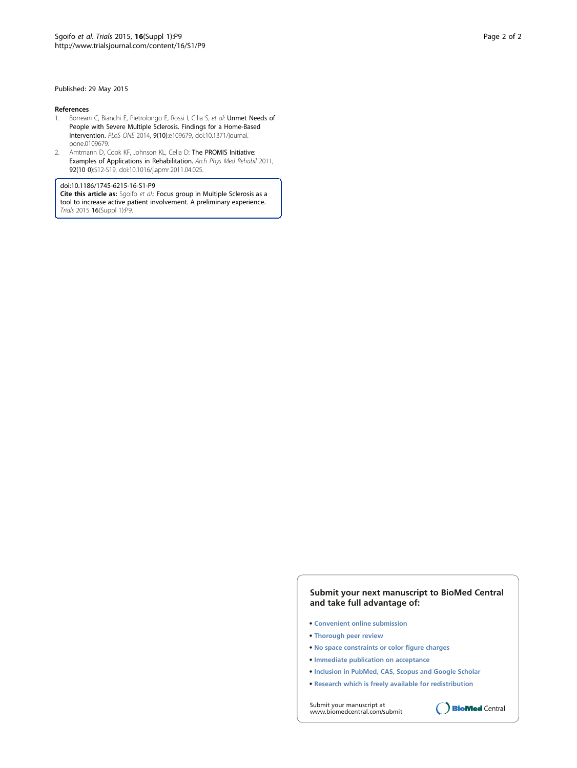Published: 29 May 2015

**References**

1. Borreani C, Bianchi E, Pietrolongo E, Rossi I, Cilia S, *et al*: **Unmet Needs of People with Severe Multiple Sclerosis. Findings for a Home-Based Intervention.** *PLoS ONE* 2014, **9(10)**:e109679, doi:10.1371/journal.pone.0109679.
2. Amtmann D, Cook KF, Johnson KL, Cella D: **The PROMIS Initiative: Examples of Applications in Rehabilitation.** *Arch Phys Med Rehabil* 2011, **92(10 0)**:S12-S19, doi:10.1016/j.apmr.2011.04.025.

doi:10.1186/1745-6215-16-S1-P9
**Cite this article as:** Sgoifo *et al*.: Focus group in Multiple Sclerosis as a tool to increase active patient involvement. A preliminary experience. *Trials* 2015 **16**(Suppl 1):P9.

**Submit your next manuscript to BioMed Central and take full advantage of:**

- **Convenient online submission**
- **Thorough peer review**
- **No space constraints or color figure charges**
- **Immediate publication on acceptance**
- **Inclusion in PubMed, CAS, Scopus and Google Scholar**
- **Research which is freely available for redistribution**

Submit your manuscript at www.biomedcentral.com/submit

BioMed Central